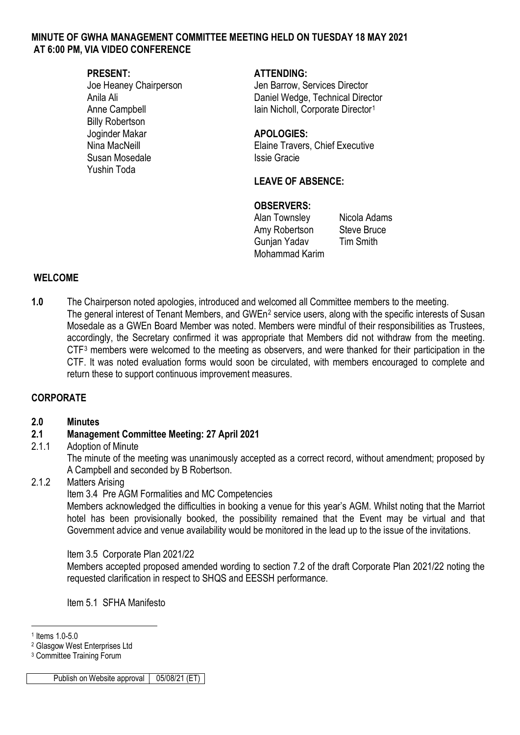# MINUTE OF GWHA MANAGEMENT COMMITTEE MEETING HELD ON TUESDAY 18 MAY 2021 AT 6:00 PM, VIA VIDEO CONFERENCE

**PRESENT:**
Joe Heaney Chairperson
Anila Ali
Anne Campbell
Billy Robertson
Joginder Makar
Nina MacNeill
Susan Mosedale
Yushin Toda

**ATTENDING:**
Jen Barrow, Services Director
Daniel Wedge, Technical Director
Iain Nicholl, Corporate Director[1]

**APOLOGIES:**
Elaine Travers, Chief Executive
Issie Gracie

**LEAVE OF ABSENCE:**

**OBSERVERS:**
Alan Townsley
Amy Robertson
Gunjan Yadav
Mohammad Karim
Nicola Adams
Steve Bruce
Tim Smith

## WELCOME

**1.0** The Chairperson noted apologies, introduced and welcomed all Committee members to the meeting. The general interest of Tenant Members, and GWEn[2] service users, along with the specific interests of Susan Mosedale as a GWEn Board Member was noted. Members were mindful of their responsibilities as Trustees, accordingly, the Secretary confirmed it was appropriate that Members did not withdraw from the meeting. CTF[3] members were welcomed to the meeting as observers, and were thanked for their participation in the CTF. It was noted evaluation forms would soon be circulated, with members encouraged to complete and return these to support continuous improvement measures.

## CORPORATE

### 2.0 Minutes

### 2.1 Management Committee Meeting: 27 April 2021

2.1.1 Adoption of Minute

The minute of the meeting was unanimously accepted as a correct record, without amendment; proposed by A Campbell and seconded by B Robertson.

2.1.2 Matters Arising

Item 3.4 Pre AGM Formalities and MC Competencies

Members acknowledged the difficulties in booking a venue for this year's AGM. Whilst noting that the Marriot hotel has been provisionally booked, the possibility remained that the Event may be virtual and that Government advice and venue availability would be monitored in the lead up to the issue of the invitations.

Item 3.5 Corporate Plan 2021/22

Members accepted proposed amended wording to section 7.2 of the draft Corporate Plan 2021/22 noting the requested clarification in respect to SHQS and EESSH performance.

Item 5.1 SFHA Manifesto

---

[1] Items 1.0-5.0
[2] Glasgow West Enterprises Ltd
[3] Committee Training Forum

| Publish on Website approval | 05/08/21 (ET) |
|---|---|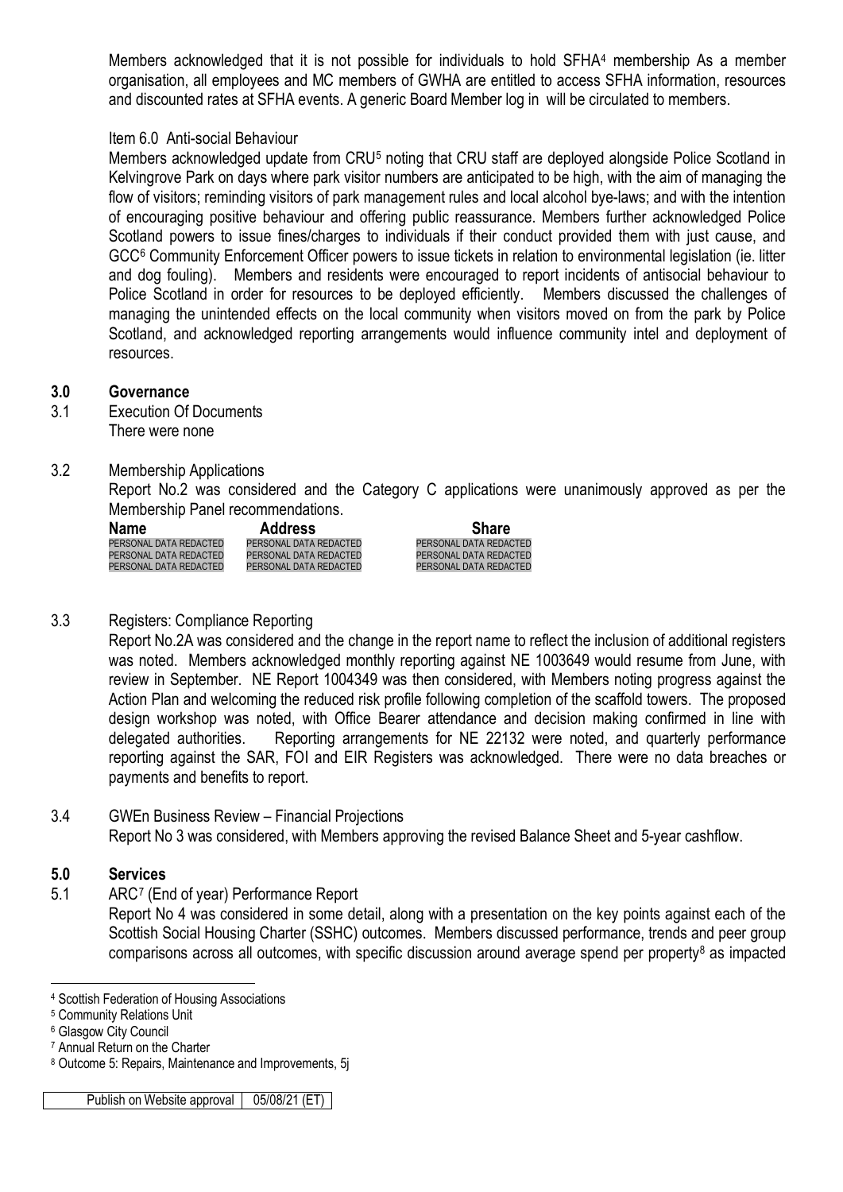Members acknowledged that it is not possible for individuals to hold SFHA[4] membership As a member organisation, all employees and MC members of GWHA are entitled to access SFHA information, resources and discounted rates at SFHA events. A generic Board Member log in will be circulated to members.

Item 6.0 Anti-social Behaviour

Members acknowledged update from CRU[5] noting that CRU staff are deployed alongside Police Scotland in Kelvingrove Park on days where park visitor numbers are anticipated to be high, with the aim of managing the flow of visitors; reminding visitors of park management rules and local alcohol bye-laws; and with the intention of encouraging positive behaviour and offering public reassurance. Members further acknowledged Police Scotland powers to issue fines/charges to individuals if their conduct provided them with just cause, and GCC[6] Community Enforcement Officer powers to issue tickets in relation to environmental legislation (ie. litter and dog fouling). Members and residents were encouraged to report incidents of antisocial behaviour to Police Scotland in order for resources to be deployed efficiently. Members discussed the challenges of managing the unintended effects on the local community when visitors moved on from the park by Police Scotland, and acknowledged reporting arrangements would influence community intel and deployment of resources.

## 3.0 Governance

3.1 Execution Of Documents

There were none

3.2 Membership Applications

Report No.2 was considered and the Category C applications were unanimously approved as per the Membership Panel recommendations.

| Name | Address | Share |
|---|---|---|
| PERSONAL DATA REDACTED | PERSONAL DATA REDACTED | PERSONAL DATA REDACTED |
| PERSONAL DATA REDACTED | PERSONAL DATA REDACTED | PERSONAL DATA REDACTED |
| PERSONAL DATA REDACTED | PERSONAL DATA REDACTED | PERSONAL DATA REDACTED |

3.3 Registers: Compliance Reporting

Report No.2A was considered and the change in the report name to reflect the inclusion of additional registers was noted. Members acknowledged monthly reporting against NE 1003649 would resume from June, with review in September. NE Report 1004349 was then considered, with Members noting progress against the Action Plan and welcoming the reduced risk profile following completion of the scaffold towers. The proposed design workshop was noted, with Office Bearer attendance and decision making confirmed in line with delegated authorities. Reporting arrangements for NE 22132 were noted, and quarterly performance reporting against the SAR, FOI and EIR Registers was acknowledged. There were no data breaches or payments and benefits to report.

3.4 GWEn Business Review – Financial Projections

Report No 3 was considered, with Members approving the revised Balance Sheet and 5-year cashflow.

## 5.0 Services

5.1 ARC[7] (End of year) Performance Report

Report No 4 was considered in some detail, along with a presentation on the key points against each of the Scottish Social Housing Charter (SSHC) outcomes. Members discussed performance, trends and peer group comparisons across all outcomes, with specific discussion around average spend per property[8] as impacted

---

[4] Scottish Federation of Housing Associations
[5] Community Relations Unit
[6] Glasgow City Council
[7] Annual Return on the Charter
[8] Outcome 5: Repairs, Maintenance and Improvements, 5j

| Publish on Website approval | 05/08/21 (ET) |
|---|---|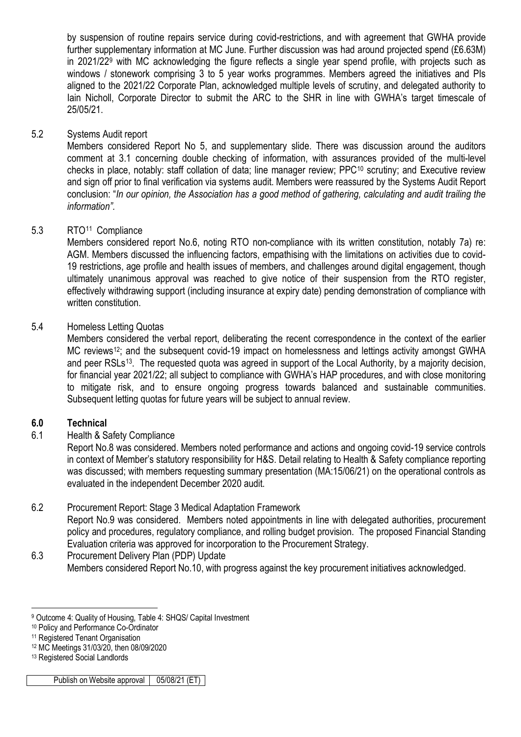by suspension of routine repairs service during covid-restrictions, and with agreement that GWHA provide further supplementary information at MC June. Further discussion was had around projected spend (£6.63M) in 2021/22[9] with MC acknowledging the figure reflects a single year spend profile, with projects such as windows / stonework comprising 3 to 5 year works programmes. Members agreed the initiatives and PIs aligned to the 2021/22 Corporate Plan, acknowledged multiple levels of scrutiny, and delegated authority to Iain Nicholl, Corporate Director to submit the ARC to the SHR in line with GWHA's target timescale of 25/05/21.

5.2 Systems Audit report

Members considered Report No 5, and supplementary slide. There was discussion around the auditors comment at 3.1 concerning double checking of information, with assurances provided of the multi-level checks in place, notably: staff collation of data; line manager review; PPC[10] scrutiny; and Executive review and sign off prior to final verification via systems audit. Members were reassured by the Systems Audit Report conclusion: "*In our opinion, the Association has a good method of gathering, calculating and audit trailing the information".*

5.3 RTO[11] Compliance

Members considered report No.6, noting RTO non-compliance with its written constitution, notably 7a) re: AGM. Members discussed the influencing factors, empathising with the limitations on activities due to covid-19 restrictions, age profile and health issues of members, and challenges around digital engagement, though ultimately unanimous approval was reached to give notice of their suspension from the RTO register, effectively withdrawing support (including insurance at expiry date) pending demonstration of compliance with written constitution.

5.4 Homeless Letting Quotas

Members considered the verbal report, deliberating the recent correspondence in the context of the earlier MC reviews[12]; and the subsequent covid-19 impact on homelessness and lettings activity amongst GWHA and peer RSLs[13]. The requested quota was agreed in support of the Local Authority, by a majority decision, for financial year 2021/22; all subject to compliance with GWHA's HAP procedures, and with close monitoring to mitigate risk, and to ensure ongoing progress towards balanced and sustainable communities. Subsequent letting quotas for future years will be subject to annual review.

## 6.0 Technical

6.1 Health & Safety Compliance

Report No.8 was considered. Members noted performance and actions and ongoing covid-19 service controls in context of Member's statutory responsibility for H&S. Detail relating to Health & Safety compliance reporting was discussed; with members requesting summary presentation (MA:15/06/21) on the operational controls as evaluated in the independent December 2020 audit.

6.2 Procurement Report: Stage 3 Medical Adaptation Framework

Report No.9 was considered. Members noted appointments in line with delegated authorities, procurement policy and procedures, regulatory compliance, and rolling budget provision. The proposed Financial Standing Evaluation criteria was approved for incorporation to the Procurement Strategy.

6.3 Procurement Delivery Plan (PDP) Update

Members considered Report No.10, with progress against the key procurement initiatives acknowledged.

---

[9] Outcome 4: Quality of Housing, Table 4: SHQS/ Capital Investment

[10] Policy and Performance Co-Ordinator

[11] Registered Tenant Organisation

[12] MC Meetings 31/03/20, then 08/09/2020

[13] Registered Social Landlords

| Publish on Website approval | 05/08/21 (ET) |
|---|---|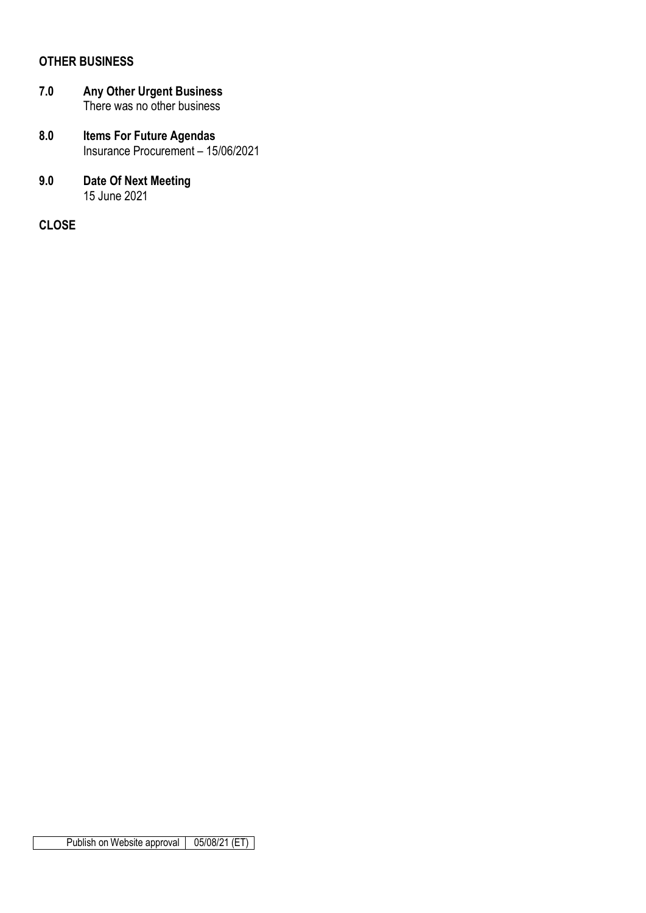**OTHER BUSINESS**

**7.0 Any Other Urgent Business**
There was no other business

**8.0 Items For Future Agendas**
Insurance Procurement – 15/06/2021

**9.0 Date Of Next Meeting**
15 June 2021

**CLOSE**

| | | |
|---|---|---|
| | Publish on Website approval | 05/08/21 (ET) |